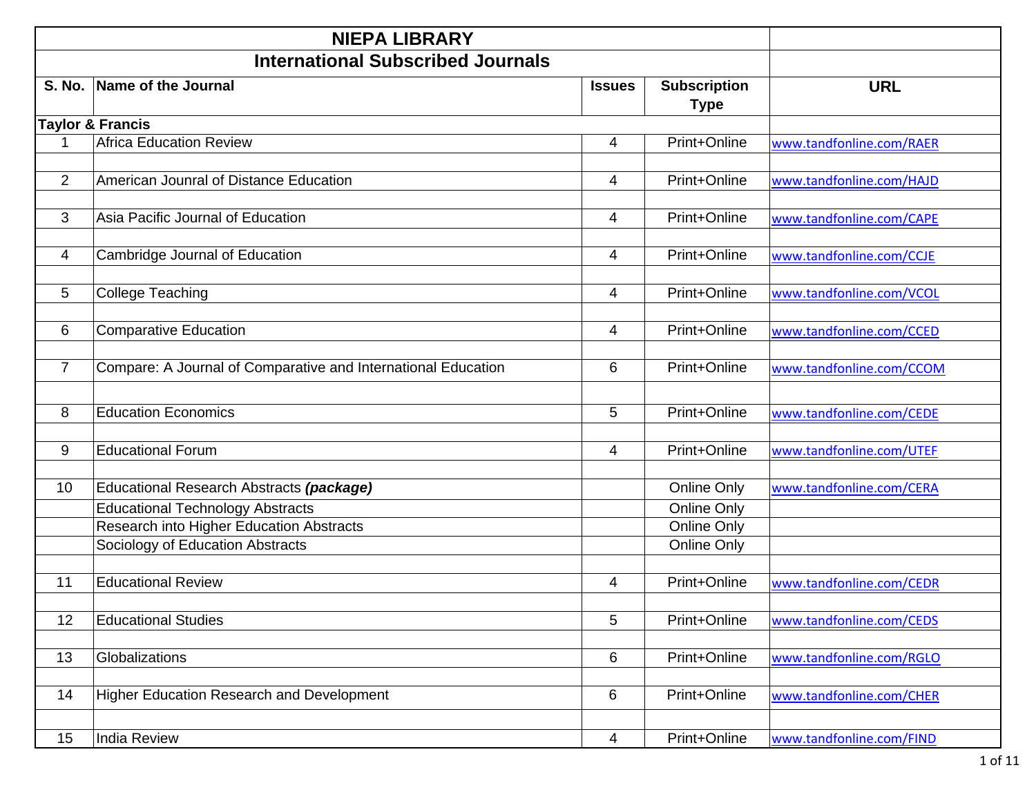# NIEPA LIBRARY

## International Subscribed Journals

| S. No. | Name of the Journal | Issues | Subscription Type | URL |
|---|---|---|---|---|
| **Taylor & Francis** | | | | |
| 1 | Africa Education Review | 4 | Print+Online | www.tandfonline.com/RAER |
| 2 | American Jounral of Distance Education | 4 | Print+Online | www.tandfonline.com/HAJD |
| 3 | Asia Pacific Journal of Education | 4 | Print+Online | www.tandfonline.com/CAPE |
| 4 | Cambridge Journal of Education | 4 | Print+Online | www.tandfonline.com/CCJE |
| 5 | College Teaching | 4 | Print+Online | www.tandfonline.com/VCOL |
| 6 | Comparative Education | 4 | Print+Online | www.tandfonline.com/CCED |
| 7 | Compare: A Journal of Comparative and International Education | 6 | Print+Online | www.tandfonline.com/CCOM |
| 8 | Education Economics | 5 | Print+Online | www.tandfonline.com/CEDE |
| 9 | Educational Forum | 4 | Print+Online | www.tandfonline.com/UTEF |
| 10 | Educational Research Abstracts ***(package)*** | | Online Only | www.tandfonline.com/CERA |
| | Educational Technology Abstracts | | Online Only | |
| | Research into Higher Education Abstracts | | Online Only | |
| | Sociology of Education Abstracts | | Online Only | |
| 11 | Educational Review | 4 | Print+Online | www.tandfonline.com/CEDR |
| 12 | Educational Studies | 5 | Print+Online | www.tandfonline.com/CEDS |
| 13 | Globalizations | 6 | Print+Online | www.tandfonline.com/RGLO |
| 14 | Higher Education Research and Development | 6 | Print+Online | www.tandfonline.com/CHER |
| 15 | India Review | 4 | Print+Online | www.tandfonline.com/FIND |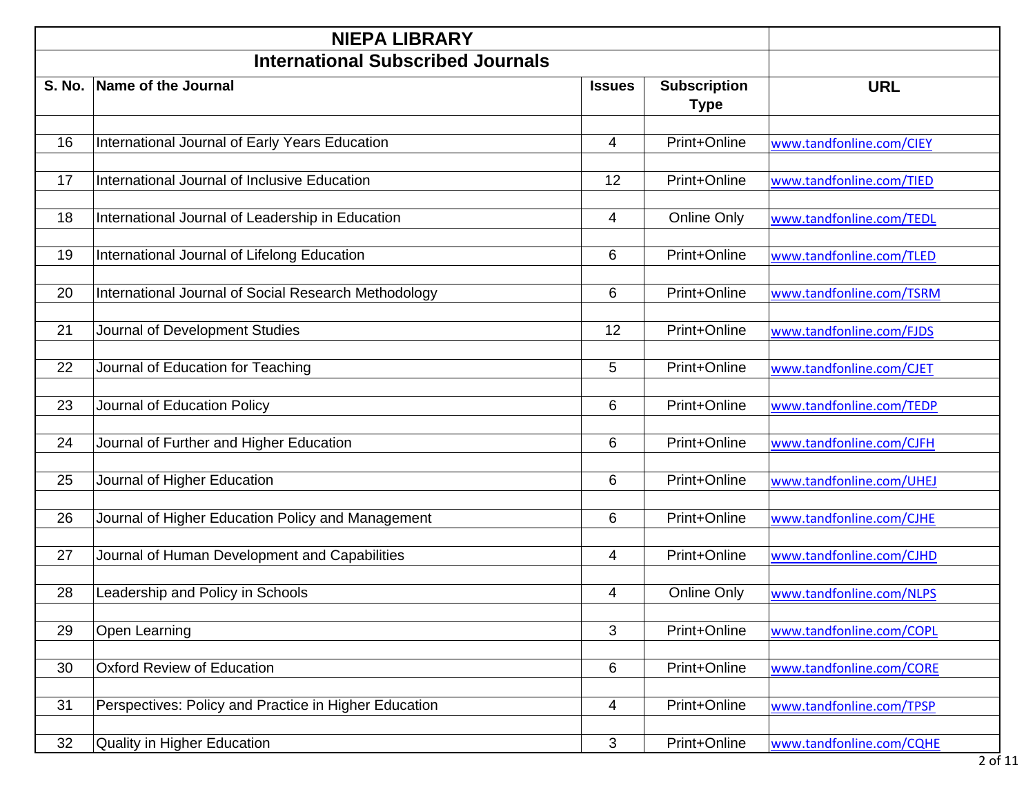# NIEPA LIBRARY

## International Subscribed Journals

| S. No. | Name of the Journal | Issues | Subscription Type | URL |
|---|---|---|---|---|
| 16 | International Journal of Early Years Education | 4 | Print+Online | www.tandfonline.com/CIEY |
| 17 | International Journal of Inclusive Education | 12 | Print+Online | www.tandfonline.com/TIED |
| 18 | International Journal of Leadership in Education | 4 | Online Only | www.tandfonline.com/TEDL |
| 19 | International Journal of Lifelong Education | 6 | Print+Online | www.tandfonline.com/TLED |
| 20 | International Journal of Social Research Methodology | 6 | Print+Online | www.tandfonline.com/TSRM |
| 21 | Journal of Development Studies | 12 | Print+Online | www.tandfonline.com/FJDS |
| 22 | Journal of Education for Teaching | 5 | Print+Online | www.tandfonline.com/CJET |
| 23 | Journal of Education Policy | 6 | Print+Online | www.tandfonline.com/TEDP |
| 24 | Journal of Further and Higher Education | 6 | Print+Online | www.tandfonline.com/CJFH |
| 25 | Journal of Higher Education | 6 | Print+Online | www.tandfonline.com/UHEJ |
| 26 | Journal of Higher Education Policy and Management | 6 | Print+Online | www.tandfonline.com/CJHE |
| 27 | Journal of Human Development and Capabilities | 4 | Print+Online | www.tandfonline.com/CJHD |
| 28 | Leadership and Policy in Schools | 4 | Online Only | www.tandfonline.com/NLPS |
| 29 | Open Learning | 3 | Print+Online | www.tandfonline.com/COPL |
| 30 | Oxford Review of Education | 6 | Print+Online | www.tandfonline.com/CORE |
| 31 | Perspectives: Policy and Practice in Higher Education | 4 | Print+Online | www.tandfonline.com/TPSP |
| 32 | Quality in Higher Education | 3 | Print+Online | www.tandfonline.com/CQHE |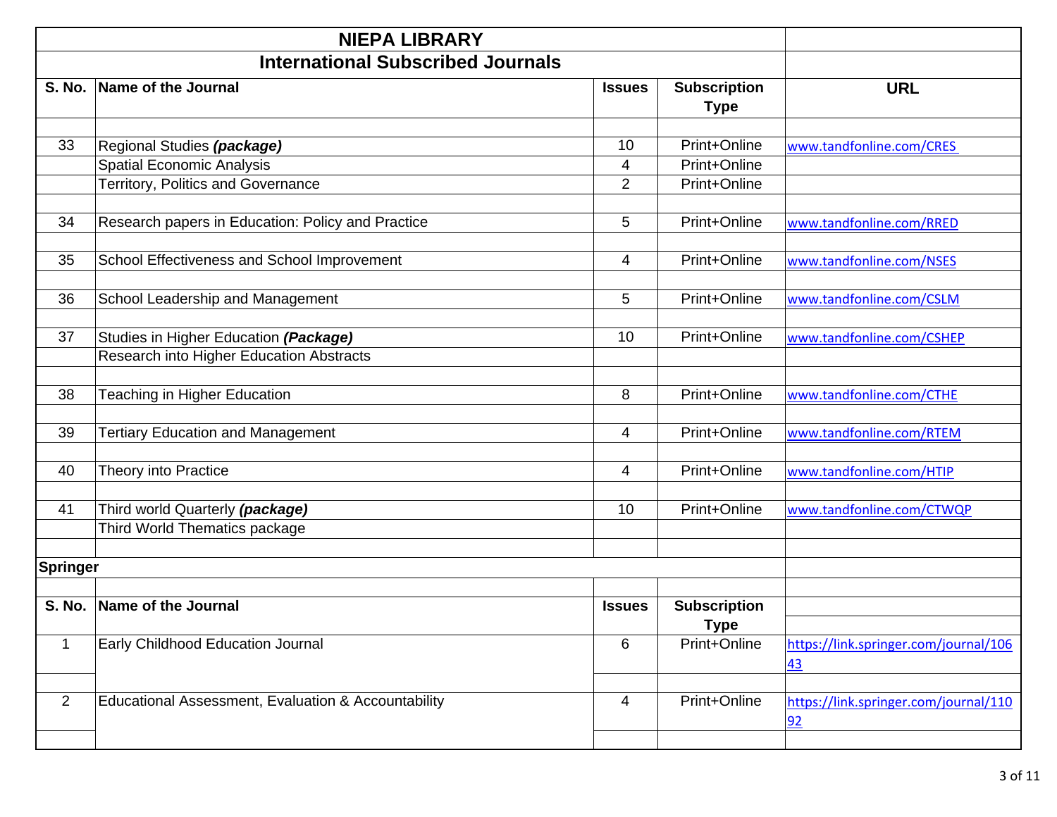# NIEPA LIBRARY

## International Subscribed Journals

| S. No. | Name of the Journal | Issues | Subscription Type | URL |
|---|---|---|---|---|
| 33 | Regional Studies ***(package)*** | 10 | Print+Online | www.tandfonline.com/CRES |
| | Spatial Economic Analysis | 4 | Print+Online | |
| | Territory, Politics and Governance | 2 | Print+Online | |
| 34 | Research papers in Education: Policy and Practice | 5 | Print+Online | www.tandfonline.com/RRED |
| 35 | School Effectiveness and School Improvement | 4 | Print+Online | www.tandfonline.com/NSES |
| 36 | School Leadership and Management | 5 | Print+Online | www.tandfonline.com/CSLM |
| 37 | Studies in Higher Education ***(Package)*** | 10 | Print+Online | www.tandfonline.com/CSHEP |
| | Research into Higher Education Abstracts | | | |
| 38 | Teaching in Higher Education | 8 | Print+Online | www.tandfonline.com/CTHE |
| 39 | Tertiary Education and Management | 4 | Print+Online | www.tandfonline.com/RTEM |
| 40 | Theory into Practice | 4 | Print+Online | www.tandfonline.com/HTIP |
| 41 | Third world Quarterly ***(package)*** | 10 | Print+Online | www.tandfonline.com/CTWQP |
| | Third World Thematics package | | | |

**Springer**

| S. No. | Name of the Journal | Issues | Subscription Type | URL |
|---|---|---|---|---|
| 1 | Early Childhood Education Journal | 6 | Print+Online | https://link.springer.com/journal/10643 |
| 2 | Educational Assessment, Evaluation & Accountability | 4 | Print+Online | https://link.springer.com/journal/11092 |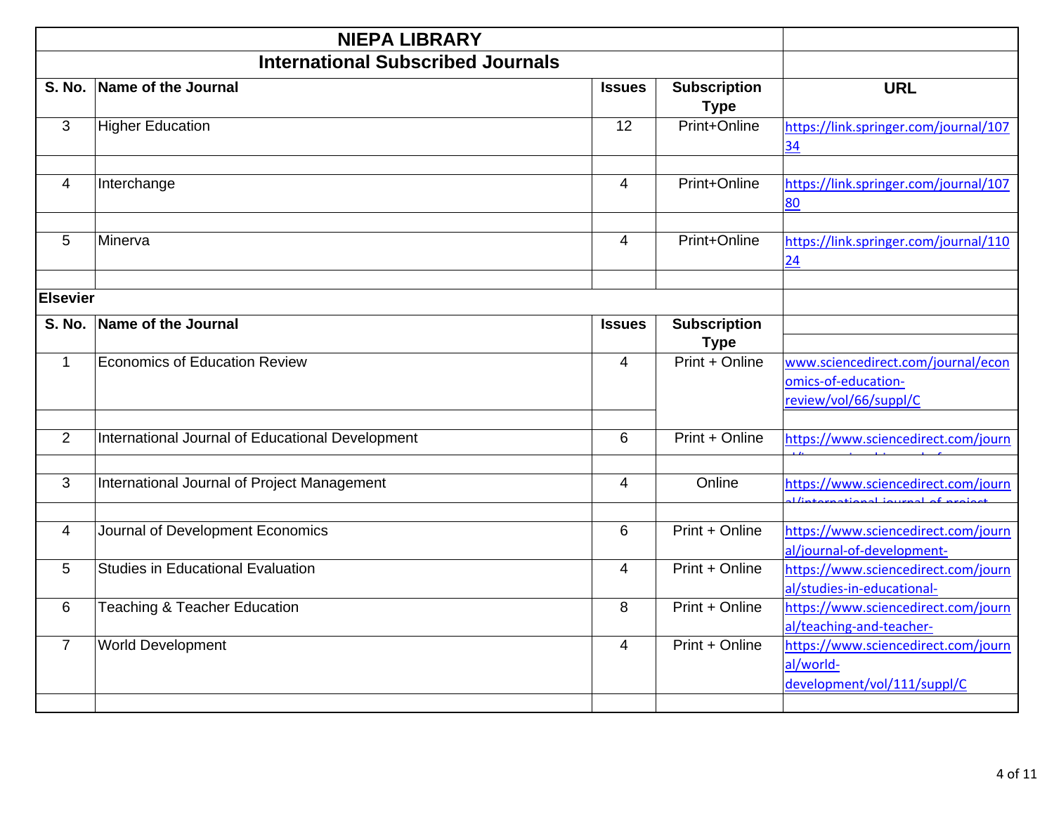# NIEPA LIBRARY

## International Subscribed Journals

| S. No. | Name of the Journal | Issues | Subscription Type | URL |
|---|---|---|---|---|
| 3 | Higher Education | 12 | Print+Online | https://link.springer.com/journal/10734 |
| | | | | |
| 4 | Interchange | 4 | Print+Online | https://link.springer.com/journal/10780 |
| | | | | |
| 5 | Minerva | 4 | Print+Online | https://link.springer.com/journal/11024 |
| | | | | |

**Elsevier**

| S. No. | Name of the Journal | Issues | Subscription Type | URL |
|---|---|---|---|---|
| 1 | Economics of Education Review | 4 | Print + Online | www.sciencedirect.com/journal/economics-of-education-review/vol/66/suppl/C |
| | | | | |
| 2 | International Journal of Educational Development | 6 | Print + Online | https://www.sciencedirect.com/journ |
| | | | | |
| 3 | International Journal of Project Management | 4 | Online | https://www.sciencedirect.com/journ |
| | | | | |
| 4 | Journal of Development Economics | 6 | Print + Online | https://www.sciencedirect.com/journal/journal-of-development- |
| 5 | Studies in Educational Evaluation | 4 | Print + Online | https://www.sciencedirect.com/journal/studies-in-educational- |
| 6 | Teaching & Teacher Education | 8 | Print + Online | https://www.sciencedirect.com/journal/teaching-and-teacher- |
| 7 | World Development | 4 | Print + Online | https://www.sciencedirect.com/journal/world-development/vol/111/suppl/C |
| | | | | |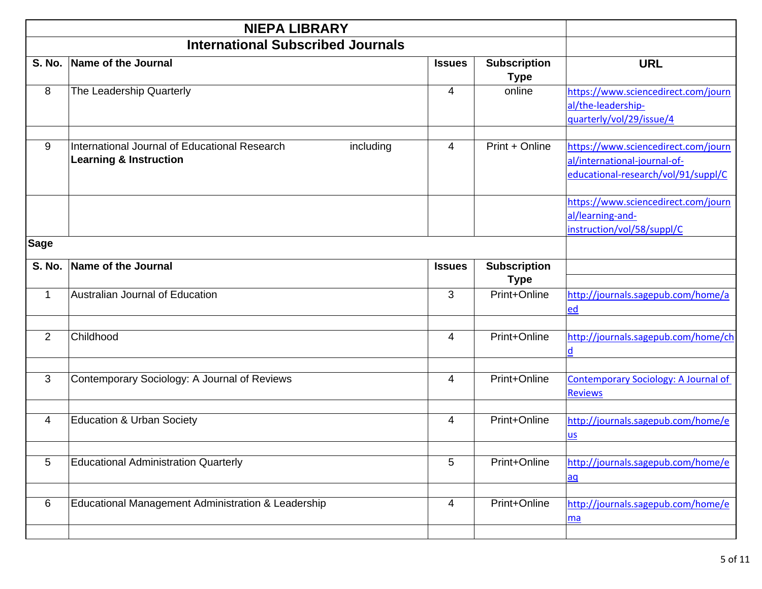# NIEPA LIBRARY

## International Subscribed Journals

| S. No. | Name of the Journal | Issues | Subscription Type | URL |
|---|---|---|---|---|
| 8 | The Leadership Quarterly | 4 | online | https://www.sciencedirect.com/journal/the-leadership-quarterly/vol/29/issue/4 |
| | | | | |
| 9 | International Journal of Educational Research including **Learning & Instruction** | 4 | Print + Online | https://www.sciencedirect.com/journal/international-journal-of-educational-research/vol/91/suppl/C |
| | | | | https://www.sciencedirect.com/journal/learning-and-instruction/vol/58/suppl/C |

**Sage**

| S. No. | Name of the Journal | Issues | Subscription Type | URL |
|---|---|---|---|---|
| 1 | Australian Journal of Education | 3 | Print+Online | http://journals.sagepub.com/home/aed |
| | | | | |
| 2 | Childhood | 4 | Print+Online | http://journals.sagepub.com/home/chd |
| | | | | |
| 3 | Contemporary Sociology: A Journal of Reviews | 4 | Print+Online | Contemporary Sociology: A Journal of Reviews |
| | | | | |
| 4 | Education & Urban Society | 4 | Print+Online | http://journals.sagepub.com/home/eus |
| | | | | |
| 5 | Educational Administration Quarterly | 5 | Print+Online | http://journals.sagepub.com/home/eaq |
| | | | | |
| 6 | Educational Management Administration & Leadership | 4 | Print+Online | http://journals.sagepub.com/home/ema |
| | | | | |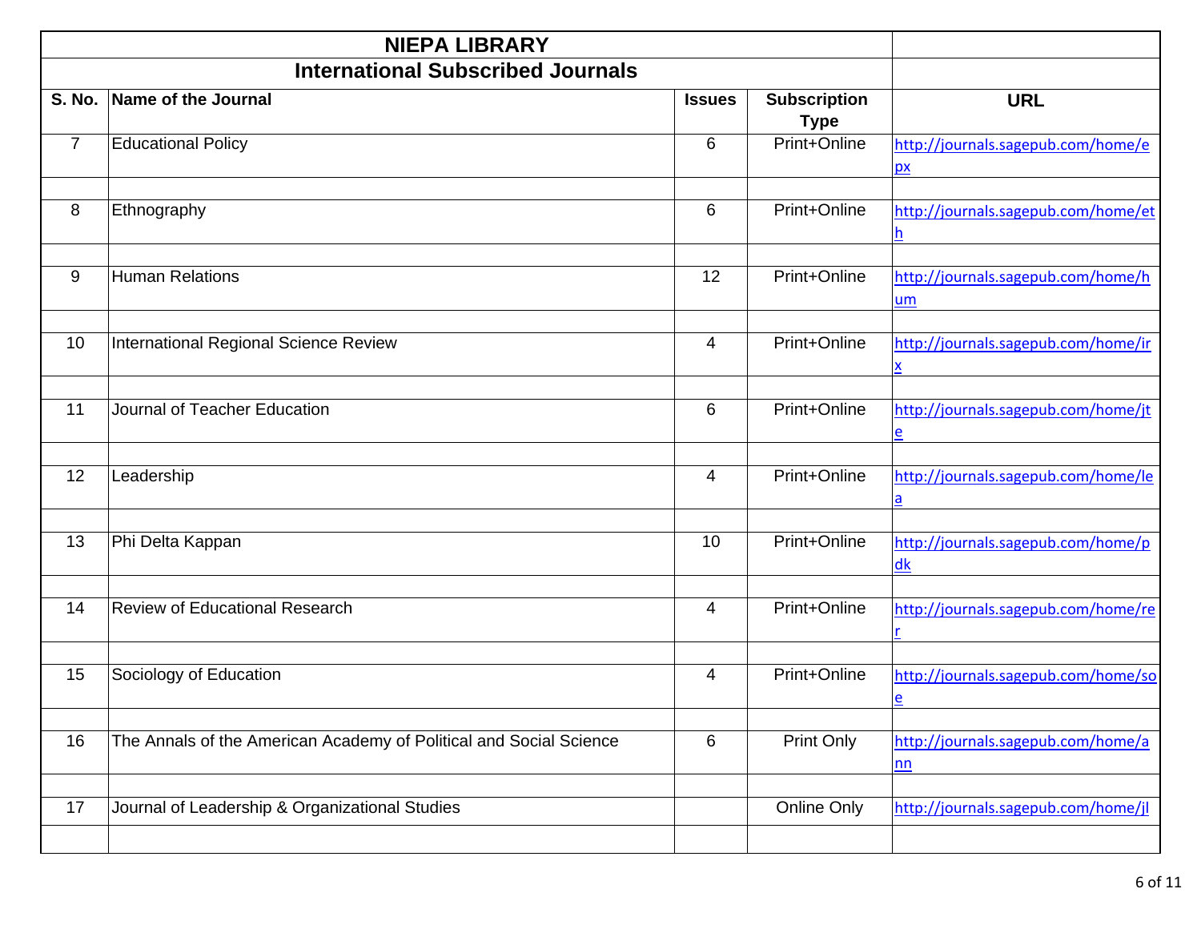# NIEPA LIBRARY

## International Subscribed Journals

| S. No. | Name of the Journal | Issues | Subscription Type | URL |
|---|---|---|---|---|
| 7 | Educational Policy | 6 | Print+Online | http://journals.sagepub.com/home/epx |
| 8 | Ethnography | 6 | Print+Online | http://journals.sagepub.com/home/eth |
| 9 | Human Relations | 12 | Print+Online | http://journals.sagepub.com/home/hum |
| 10 | International Regional Science Review | 4 | Print+Online | http://journals.sagepub.com/home/irx |
| 11 | Journal of Teacher Education | 6 | Print+Online | http://journals.sagepub.com/home/jte |
| 12 | Leadership | 4 | Print+Online | http://journals.sagepub.com/home/lea |
| 13 | Phi Delta Kappan | 10 | Print+Online | http://journals.sagepub.com/home/pdk |
| 14 | Review of Educational Research | 4 | Print+Online | http://journals.sagepub.com/home/rer |
| 15 | Sociology of Education | 4 | Print+Online | http://journals.sagepub.com/home/soe |
| 16 | The Annals of the American Academy of Political and Social Science | 6 | Print Only | http://journals.sagepub.com/home/ann |
| 17 | Journal of Leadership & Organizational Studies | | Online Only | http://journals.sagepub.com/home/jl |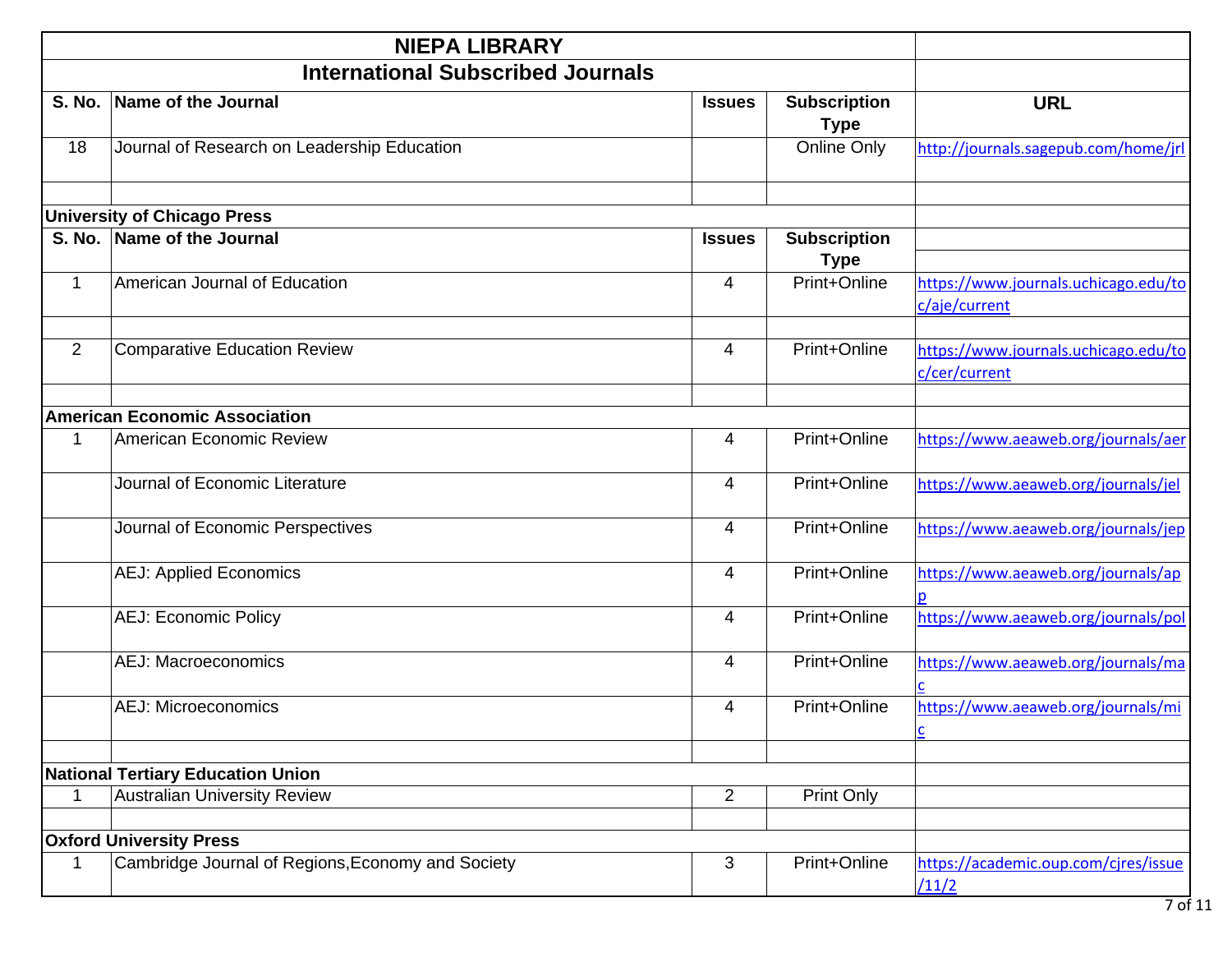| NIEPA LIBRARY | | | | |
|---|---|---|---|---|
| **International Subscribed Journals** | | | | |
| **S. No.** | **Name of the Journal** | **Issues** | **Subscription Type** | **URL** |
| 18 | Journal of Research on Leadership Education | | Online Only | http://journals.sagepub.com/home/jrl |
| | | | | |
| **University of Chicago Press** | | | | |
| **S. No.** | **Name of the Journal** | **Issues** | **Subscription Type** | |
| 1 | American Journal of Education | 4 | Print+Online | https://www.journals.uchicago.edu/toc/aje/current |
| | | | | |
| 2 | Comparative Education Review | 4 | Print+Online | https://www.journals.uchicago.edu/toc/cer/current |
| | | | | |
| **American Economic Association** | | | | |
| 1 | American Economic Review | 4 | Print+Online | https://www.aeaweb.org/journals/aer |
| | Journal of Economic Literature | 4 | Print+Online | https://www.aeaweb.org/journals/jel |
| | Journal of Economic Perspectives | 4 | Print+Online | https://www.aeaweb.org/journals/jep |
| | AEJ: Applied Economics | 4 | Print+Online | https://www.aeaweb.org/journals/app |
| | AEJ: Economic Policy | 4 | Print+Online | https://www.aeaweb.org/journals/pol |
| | AEJ: Macroeconomics | 4 | Print+Online | https://www.aeaweb.org/journals/mac |
| | AEJ: Microeconomics | 4 | Print+Online | https://www.aeaweb.org/journals/mic |
| | | | | |
| **National Tertiary Education Union** | | | | |
| 1 | Australian University Review | 2 | Print Only | |
| | | | | |
| **Oxford University Press** | | | | |
| 1 | Cambridge Journal of Regions,Economy and Society | 3 | Print+Online | https://academic.oup.com/cjres/issue/11/2 |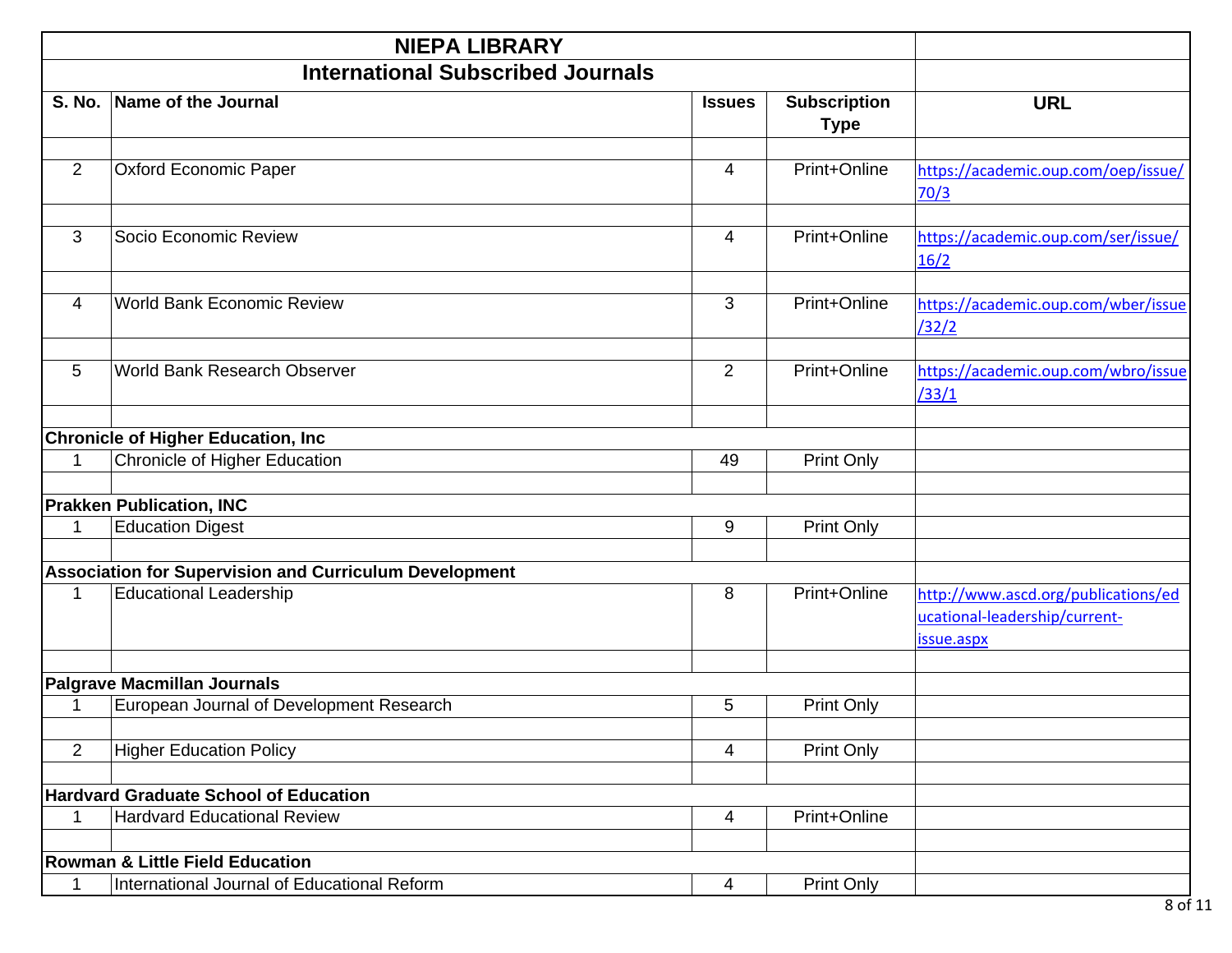# NIEPA LIBRARY

## International Subscribed Journals

| S. No. | Name of the Journal | Issues | Subscription Type | URL |
|---|---|---|---|---|
| | | | | |
| 2 | Oxford Economic Paper | 4 | Print+Online | https://academic.oup.com/oep/issue/70/3 |
| | | | | |
| 3 | Socio Economic Review | 4 | Print+Online | https://academic.oup.com/ser/issue/16/2 |
| | | | | |
| 4 | World Bank Economic Review | 3 | Print+Online | https://academic.oup.com/wber/issue/32/2 |
| | | | | |
| 5 | World Bank Research Observer | 2 | Print+Online | https://academic.oup.com/wbro/issue/33/1 |
| | | | | |
| **Chronicle of Higher Education, Inc** | | | | |
| 1 | Chronicle of Higher Education | 49 | Print Only | |
| | | | | |
| **Prakken Publication, INC** | | | | |
| 1 | Education Digest | 9 | Print Only | |
| | | | | |
| **Association for Supervision and Curriculum Development** | | | | |
| 1 | Educational Leadership | 8 | Print+Online | http://www.ascd.org/publications/educational-leadership/current-issue.aspx |
| | | | | |
| **Palgrave Macmillan Journals** | | | | |
| 1 | European Journal of Development Research | 5 | Print Only | |
| | | | | |
| 2 | Higher Education Policy | 4 | Print Only | |
| | | | | |
| **Hardvard Graduate School of Education** | | | | |
| 1 | Hardvard Educational Review | 4 | Print+Online | |
| | | | | |
| **Rowman & Little Field Education** | | | | |
| 1 | International Journal of Educational Reform | 4 | Print Only | |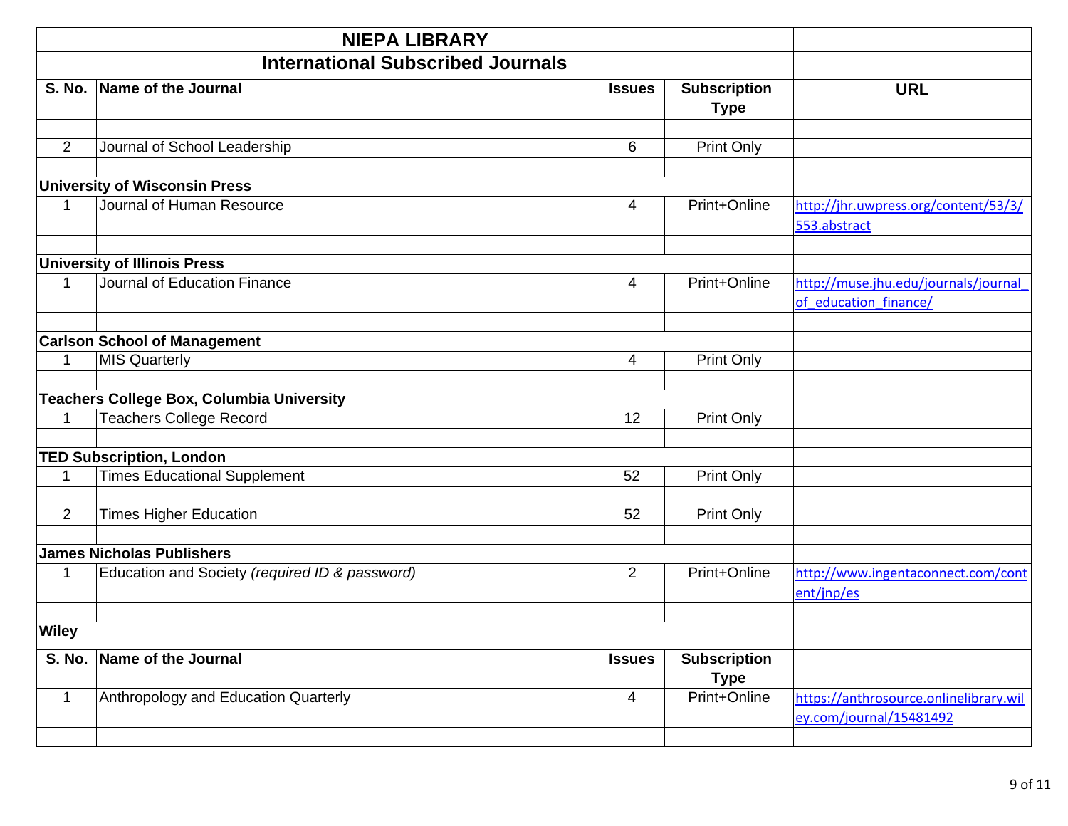## NIEPA LIBRARY

### International Subscribed Journals

| S. No. | Name of the Journal | Issues | Subscription Type | URL |
|---|---|---|---|---|
| | | | | |
| 2 | Journal of School Leadership | 6 | Print Only | |
| | | | | |
| **University of Wisconsin Press** | | | | |
| 1 | Journal of Human Resource | 4 | Print+Online | http://jhr.uwpress.org/content/53/3/553.abstract |
| | | | | |
| **University of Illinois Press** | | | | |
| 1 | Journal of Education Finance | 4 | Print+Online | http://muse.jhu.edu/journals/journal_of_education_finance/ |
| | | | | |
| **Carlson School of Management** | | | | |
| 1 | MIS Quarterly | 4 | Print Only | |
| | | | | |
| **Teachers College Box, Columbia University** | | | | |
| 1 | Teachers College Record | 12 | Print Only | |
| | | | | |
| **TED Subscription, London** | | | | |
| 1 | Times Educational Supplement | 52 | Print Only | |
| | | | | |
| 2 | Times Higher Education | 52 | Print Only | |
| | | | | |
| **James Nicholas Publishers** | | | | |
| 1 | Education and Society *(required ID & password)* | 2 | Print+Online | http://www.ingentaconnect.com/content/jnp/es |
| | | | | |
| **Wiley** | | | | |
| **S. No.** | **Name of the Journal** | **Issues** | **Subscription Type** | |
| 1 | Anthropology and Education Quarterly | 4 | Print+Online | https://anthrosource.onlinelibrary.wiley.com/journal/15481492 |
| | | | | |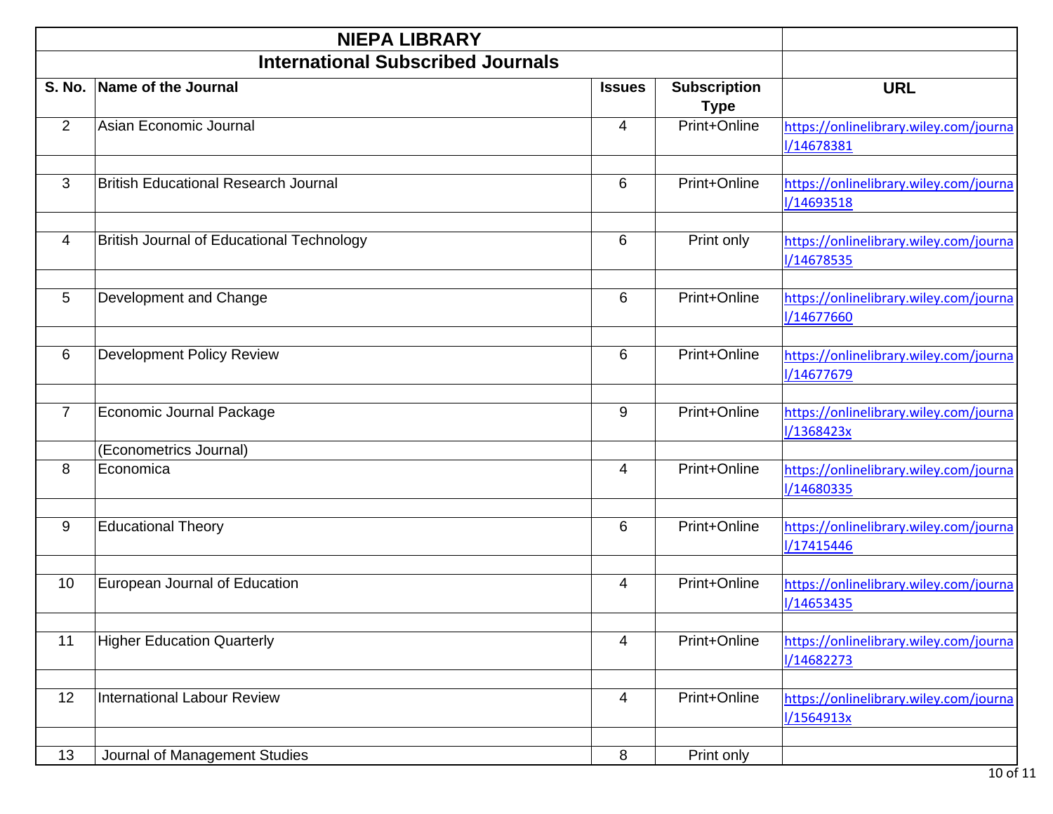# NIEPA LIBRARY

## International Subscribed Journals

| S. No. | Name of the Journal | Issues | Subscription Type | URL |
|---|---|---|---|---|
| 2 | Asian Economic Journal | 4 | Print+Online | https://onlinelibrary.wiley.com/journal/14678381 |
| | | | | |
| 3 | British Educational Research Journal | 6 | Print+Online | https://onlinelibrary.wiley.com/journal/14693518 |
| | | | | |
| 4 | British Journal of Educational Technology | 6 | Print only | https://onlinelibrary.wiley.com/journal/14678535 |
| | | | | |
| 5 | Development and Change | 6 | Print+Online | https://onlinelibrary.wiley.com/journal/14677660 |
| | | | | |
| 6 | Development Policy Review | 6 | Print+Online | https://onlinelibrary.wiley.com/journal/14677679 |
| | | | | |
| 7 | Economic Journal Package | 9 | Print+Online | https://onlinelibrary.wiley.com/journal/1368423x |
| | (Econometrics Journal) | | | |
| 8 | Economica | 4 | Print+Online | https://onlinelibrary.wiley.com/journal/14680335 |
| | | | | |
| 9 | Educational Theory | 6 | Print+Online | https://onlinelibrary.wiley.com/journal/17415446 |
| | | | | |
| 10 | European Journal of Education | 4 | Print+Online | https://onlinelibrary.wiley.com/journal/14653435 |
| | | | | |
| 11 | Higher Education Quarterly | 4 | Print+Online | https://onlinelibrary.wiley.com/journal/14682273 |
| | | | | |
| 12 | International Labour Review | 4 | Print+Online | https://onlinelibrary.wiley.com/journal/1564913x |
| | | | | |
| 13 | Journal of Management Studies | 8 | Print only | |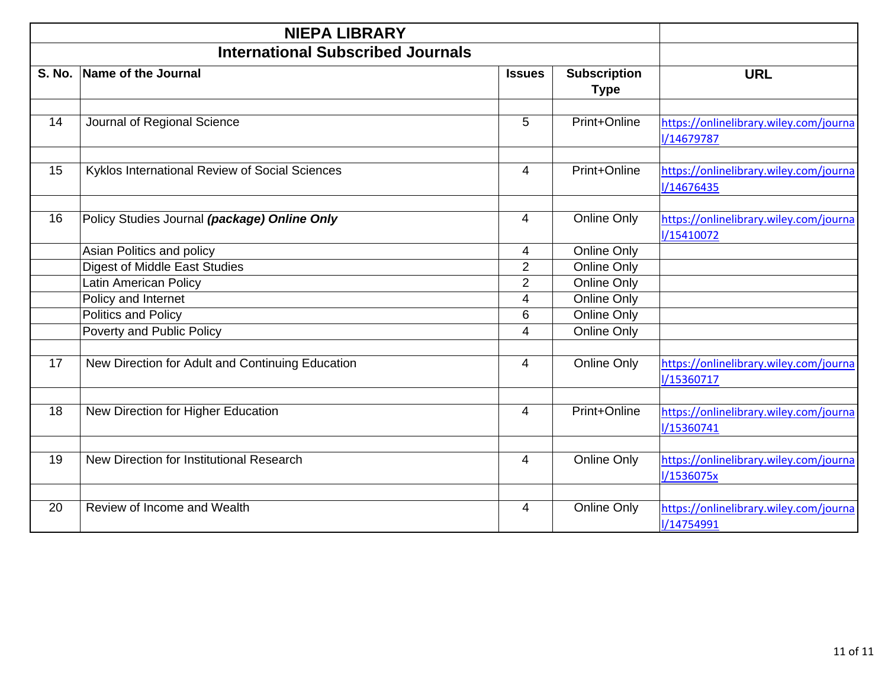# NIEPA LIBRARY

## International Subscribed Journals

| S. No. | Name of the Journal | Issues | Subscription Type | URL |
|---|---|---|---|---|
| | | | | |
| 14 | Journal of Regional Science | 5 | Print+Online | https://onlinelibrary.wiley.com/journal/14679787 |
| | | | | |
| 15 | Kyklos International Review of Social Sciences | 4 | Print+Online | https://onlinelibrary.wiley.com/journal/14676435 |
| | | | | |
| 16 | Policy Studies Journal ***(package) Online Only*** | 4 | Online Only | https://onlinelibrary.wiley.com/journal/15410072 |
| | Asian Politics and policy | 4 | Online Only | |
| | Digest of Middle East Studies | 2 | Online Only | |
| | Latin American Policy | 2 | Online Only | |
| | Policy and Internet | 4 | Online Only | |
| | Politics and Policy | 6 | Online Only | |
| | Poverty and Public Policy | 4 | Online Only | |
| | | | | |
| 17 | New Direction for Adult and Continuing Education | 4 | Online Only | https://onlinelibrary.wiley.com/journal/15360717 |
| | | | | |
| 18 | New Direction for Higher Education | 4 | Print+Online | https://onlinelibrary.wiley.com/journal/15360741 |
| | | | | |
| 19 | New Direction for Institutional Research | 4 | Online Only | https://onlinelibrary.wiley.com/journal/1536075x |
| | | | | |
| 20 | Review of Income and Wealth | 4 | Online Only | https://onlinelibrary.wiley.com/journal/14754991 |